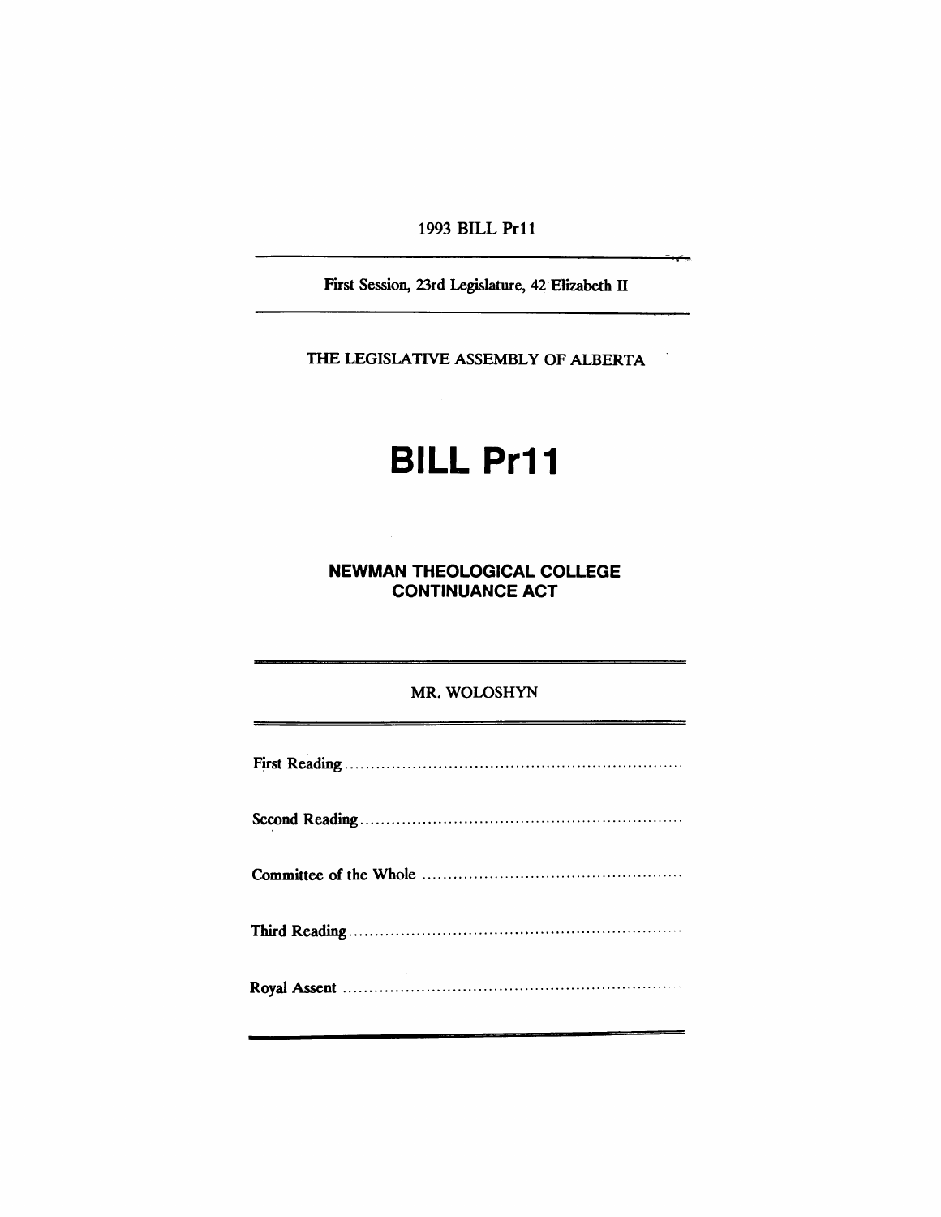1993 BILL Pr11

First Session, 23rd Legislature, 42 Elizabeth II

THE LEGISLATIVE ASSEMBLY OF ALBERTA

# BILL Pr11

## NEWMAN THEOLOGICAL COLLEGE CONTINUANCE ACT

MR. WOLOSHYN

First Reading ................................................................

Second Reading ................................................................

Committee of the Whole ................................................................

Third Reading ................................................................

Royal Assent ................................................................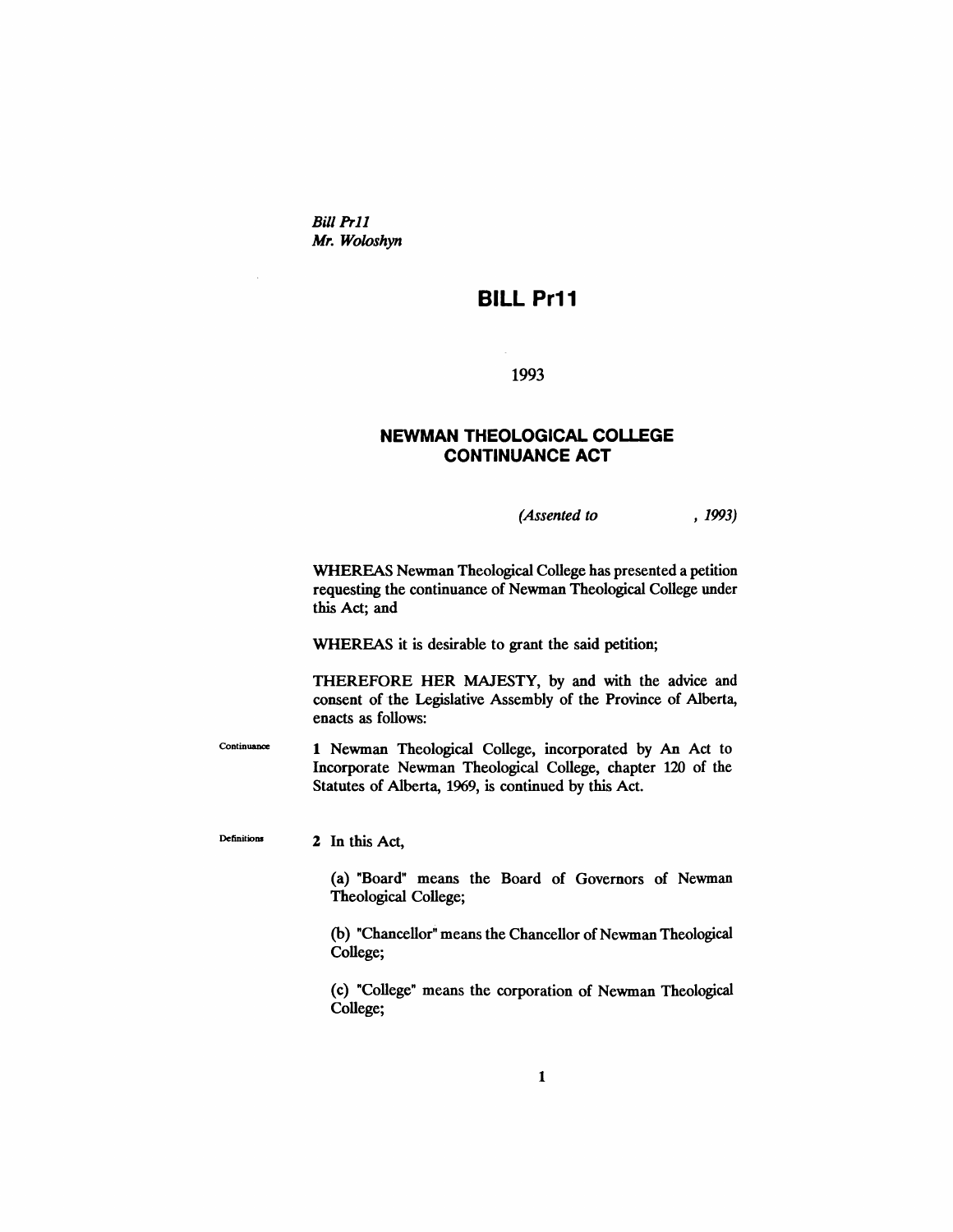*Bill Pr11*
*Mr. Woloshyn*

# BILL Pr11

1993

## NEWMAN THEOLOGICAL COLLEGE CONTINUANCE ACT

*(Assented to , 1993)*

WHEREAS Newman Theological College has presented a petition requesting the continuance of Newman Theological College under this Act; and

WHEREAS it is desirable to grant the said petition;

THEREFORE HER MAJESTY, by and with the advice and consent of the Legislative Assembly of the Province of Alberta, enacts as follows:

Continuance

**1** Newman Theological College, incorporated by An Act to Incorporate Newman Theological College, chapter 120 of the Statutes of Alberta, 1969, is continued by this Act.

Definitions

**2** In this Act,

(a) "Board" means the Board of Governors of Newman Theological College;

(b) "Chancellor" means the Chancellor of Newman Theological College;

(c) "College" means the corporation of Newman Theological College;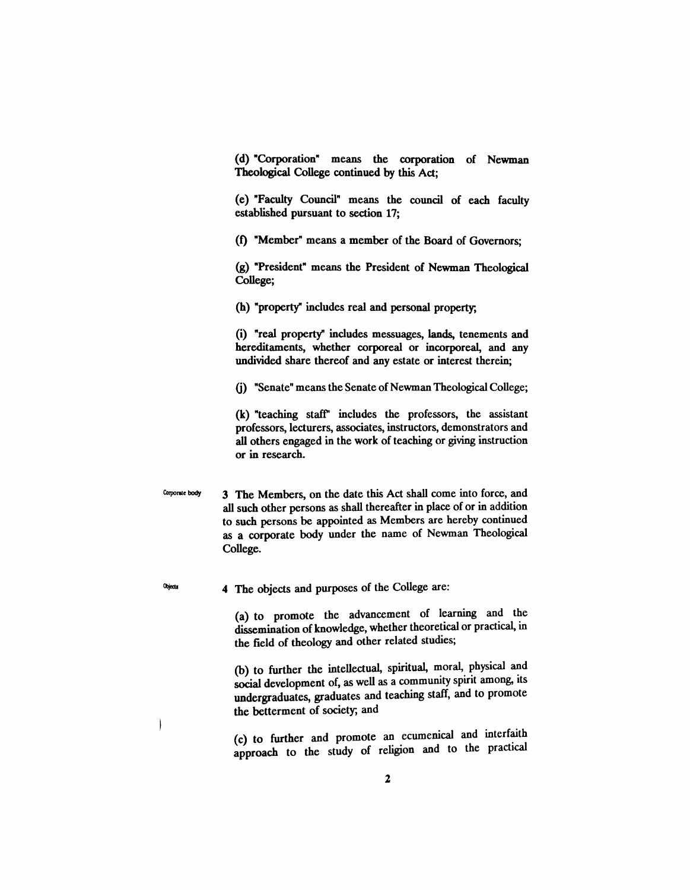(d) "Corporation" means the corporation of Newman Theological College continued by this Act;

(e) "Faculty Council" means the council of each faculty established pursuant to section 17;

(f) "Member" means a member of the Board of Governors;

(g) "President" means the President of Newman Theological College;

(h) "property" includes real and personal property;

(i) "real property" includes messuages, lands, tenements and hereditaments, whether corporeal or incorporeal, and any undivided share thereof and any estate or interest therein;

(j) "Senate" means the Senate of Newman Theological College;

(k) "teaching staff" includes the professors, the assistant professors, lecturers, associates, instructors, demonstrators and all others engaged in the work of teaching or giving instruction or in research.

Corporate body

**3** The Members, on the date this Act shall come into force, and all such other persons as shall thereafter in place of or in addition to such persons be appointed as Members are hereby continued as a corporate body under the name of Newman Theological College.

Objects

**4** The objects and purposes of the College are:

(a) to promote the advancement of learning and the dissemination of knowledge, whether theoretical or practical, in the field of theology and other related studies;

(b) to further the intellectual, spiritual, moral, physical and social development of, as well as a community spirit among, its undergraduates, graduates and teaching staff, and to promote the betterment of society; and

(c) to further and promote an ecumenical and interfaith approach to the study of religion and to the practical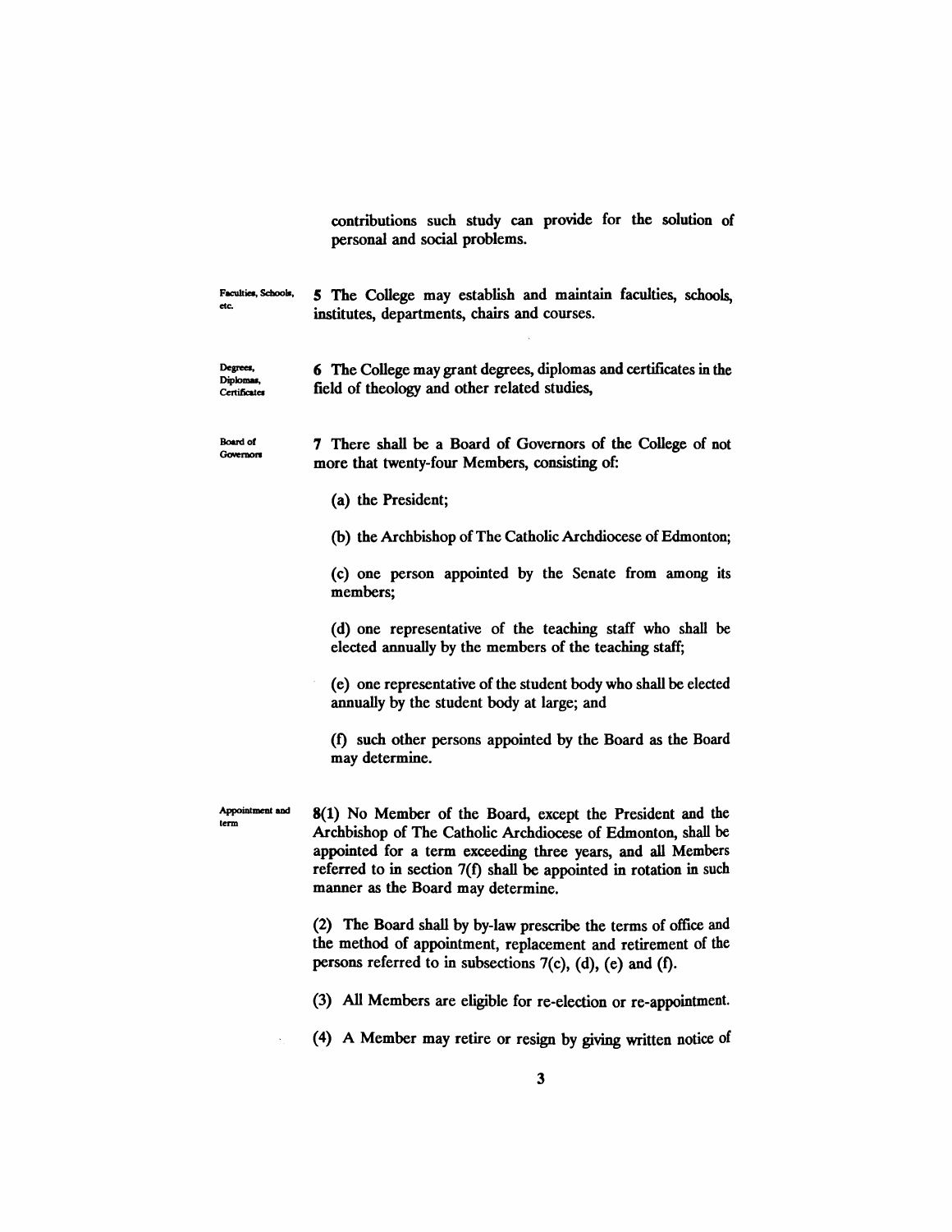contributions such study can provide for the solution of personal and social problems.

Faculties, Schools, etc.

5 The College may establish and maintain faculties, schools, institutes, departments, chairs and courses.

Degrees, Diplomas, Certificates

6 The College may grant degrees, diplomas and certificates in the field of theology and other related studies,

Board of Governors

7 There shall be a Board of Governors of the College of not more that twenty-four Members, consisting of:

(a) the President;

(b) the Archbishop of The Catholic Archdiocese of Edmonton;

(c) one person appointed by the Senate from among its members;

(d) one representative of the teaching staff who shall be elected annually by the members of the teaching staff;

(e) one representative of the student body who shall be elected annually by the student body at large; and

(f) such other persons appointed by the Board as the Board may determine.

Appointment and term

8(1) No Member of the Board, except the President and the Archbishop of The Catholic Archdiocese of Edmonton, shall be appointed for a term exceeding three years, and all Members referred to in section 7(f) shall be appointed in rotation in such manner as the Board may determine.

(2) The Board shall by by-law prescribe the terms of office and the method of appointment, replacement and retirement of the persons referred to in subsections 7(c), (d), (e) and (f).

(3) All Members are eligible for re-election or re-appointment.

(4) A Member may retire or resign by giving written notice of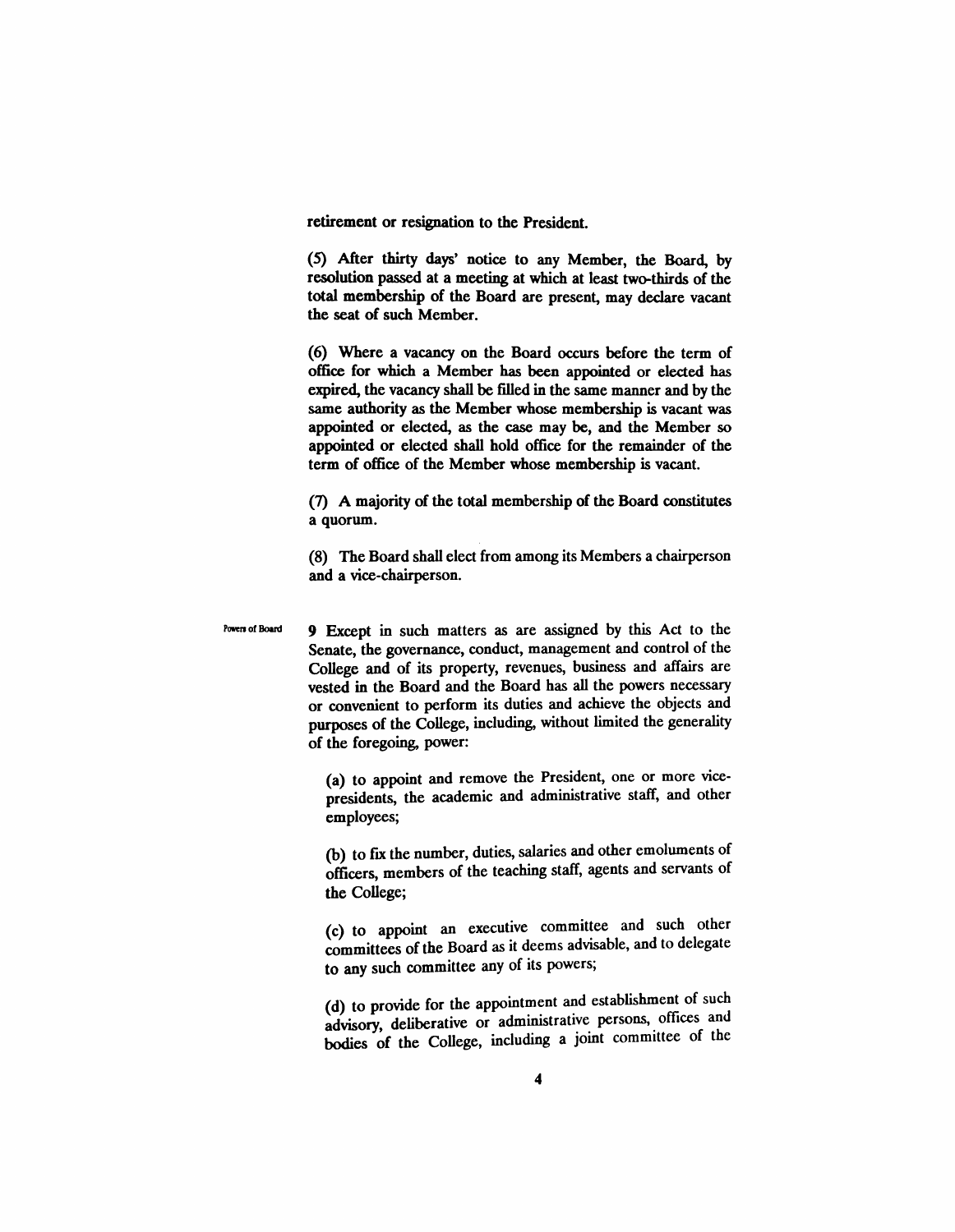retirement or resignation to the President.

(5) After thirty days' notice to any Member, the Board, by resolution passed at a meeting at which at least two-thirds of the total membership of the Board are present, may declare vacant the seat of such Member.

(6) Where a vacancy on the Board occurs before the term of office for which a Member has been appointed or elected has expired, the vacancy shall be filled in the same manner and by the same authority as the Member whose membership is vacant was appointed or elected, as the case may be, and the Member so appointed or elected shall hold office for the remainder of the term of office of the Member whose membership is vacant.

(7) A majority of the total membership of the Board constitutes a quorum.

(8) The Board shall elect from among its Members a chairperson and a vice-chairperson.

Powers of Board

9 Except in such matters as are assigned by this Act to the Senate, the governance, conduct, management and control of the College and of its property, revenues, business and affairs are vested in the Board and the Board has all the powers necessary or convenient to perform its duties and achieve the objects and purposes of the College, including, without limited the generality of the foregoing, power:

(a) to appoint and remove the President, one or more vice-presidents, the academic and administrative staff, and other employees;

(b) to fix the number, duties, salaries and other emoluments of officers, members of the teaching staff, agents and servants of the College;

(c) to appoint an executive committee and such other committees of the Board as it deems advisable, and to delegate to any such committee any of its powers;

(d) to provide for the appointment and establishment of such advisory, deliberative or administrative persons, offices and bodies of the College, including a joint committee of the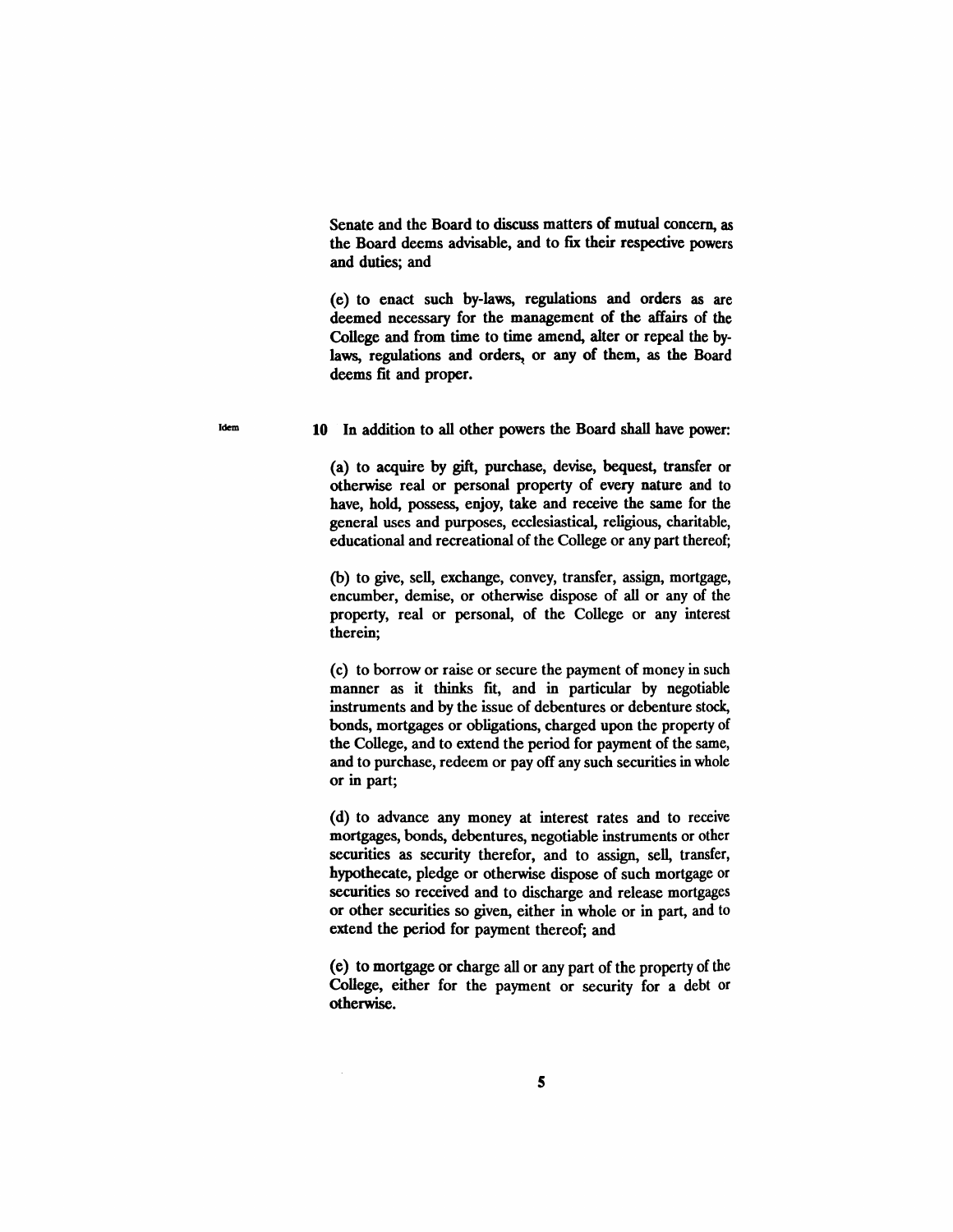Senate and the Board to discuss matters of mutual concern, as the Board deems advisable, and to fix their respective powers and duties; and

(e) to enact such by-laws, regulations and orders as are deemed necessary for the management of the affairs of the College and from time to time amend, alter or repeal the by-laws, regulations and orders, or any of them, as the Board deems fit and proper.

Idem

**10** In addition to all other powers the Board shall have power:

(a) to acquire by gift, purchase, devise, bequest, transfer or otherwise real or personal property of every nature and to have, hold, possess, enjoy, take and receive the same for the general uses and purposes, ecclesiastical, religious, charitable, educational and recreational of the College or any part thereof;

(b) to give, sell, exchange, convey, transfer, assign, mortgage, encumber, demise, or otherwise dispose of all or any of the property, real or personal, of the College or any interest therein;

(c) to borrow or raise or secure the payment of money in such manner as it thinks fit, and in particular by negotiable instruments and by the issue of debentures or debenture stock, bonds, mortgages or obligations, charged upon the property of the College, and to extend the period for payment of the same, and to purchase, redeem or pay off any such securities in whole or in part;

(d) to advance any money at interest rates and to receive mortgages, bonds, debentures, negotiable instruments or other securities as security therefor, and to assign, sell, transfer, hypothecate, pledge or otherwise dispose of such mortgage or securities so received and to discharge and release mortgages or other securities so given, either in whole or in part, and to extend the period for payment thereof; and

(e) to mortgage or charge all or any part of the property of the College, either for the payment or security for a debt or otherwise.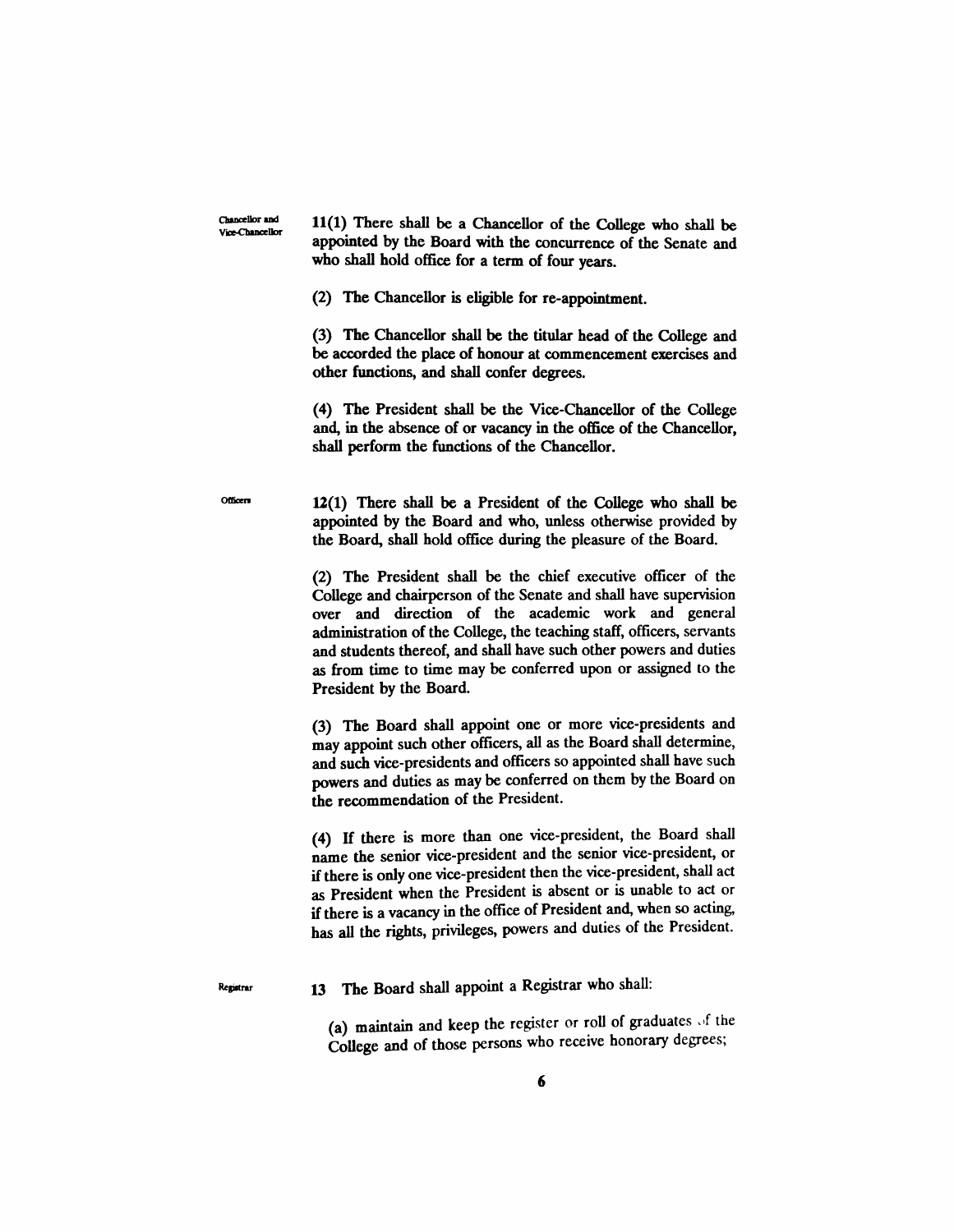Chancellor and Vice-Chancellor

11(1) There shall be a Chancellor of the College who shall be appointed by the Board with the concurrence of the Senate and who shall hold office for a term of four years.

(2) The Chancellor is eligible for re-appointment.

(3) The Chancellor shall be the titular head of the College and be accorded the place of honour at commencement exercises and other functions, and shall confer degrees.

(4) The President shall be the Vice-Chancellor of the College and, in the absence of or vacancy in the office of the Chancellor, shall perform the functions of the Chancellor.

Officers

12(1) There shall be a President of the College who shall be appointed by the Board and who, unless otherwise provided by the Board, shall hold office during the pleasure of the Board.

(2) The President shall be the chief executive officer of the College and chairperson of the Senate and shall have supervision over and direction of the academic work and general administration of the College, the teaching staff, officers, servants and students thereof, and shall have such other powers and duties as from time to time may be conferred upon or assigned to the President by the Board.

(3) The Board shall appoint one or more vice-presidents and may appoint such other officers, all as the Board shall determine, and such vice-presidents and officers so appointed shall have such powers and duties as may be conferred on them by the Board on the recommendation of the President.

(4) If there is more than one vice-president, the Board shall name the senior vice-president and the senior vice-president, or if there is only one vice-president then the vice-president, shall act as President when the President is absent or is unable to act or if there is a vacancy in the office of President and, when so acting, has all the rights, privileges, powers and duties of the President.

Registrar

13 The Board shall appoint a Registrar who shall:

(a) maintain and keep the register or roll of graduates of the College and of those persons who receive honorary degrees;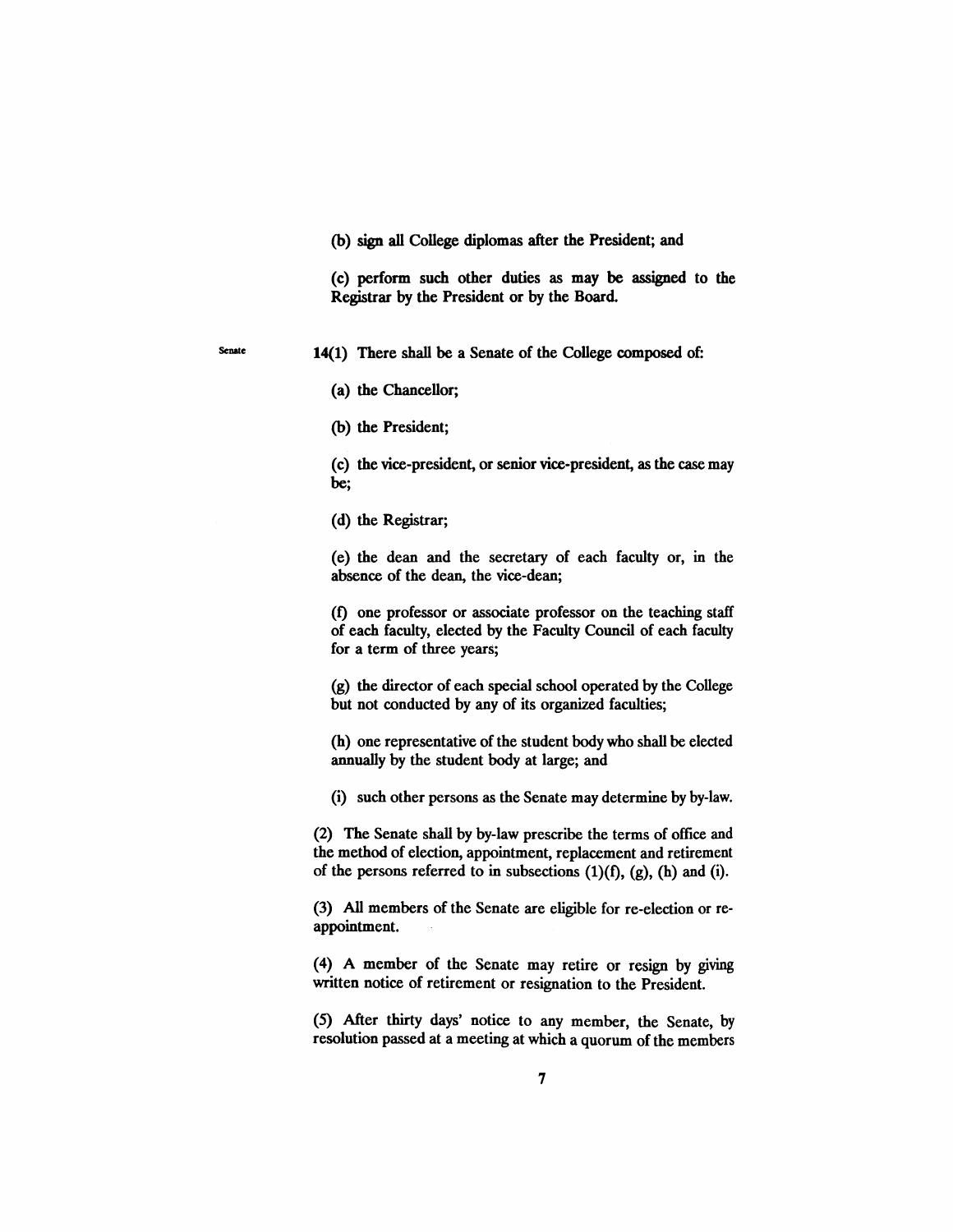(b) sign all College diplomas after the President; and

(c) perform such other duties as may be assigned to the Registrar by the President or by the Board.

Senate

**14(1)** There shall be a Senate of the College composed of:

(a) the Chancellor;

(b) the President;

(c) the vice-president, or senior vice-president, as the case may be;

(d) the Registrar;

(e) the dean and the secretary of each faculty or, in the absence of the dean, the vice-dean;

(f) one professor or associate professor on the teaching staff of each faculty, elected by the Faculty Council of each faculty for a term of three years;

(g) the director of each special school operated by the College but not conducted by any of its organized faculties;

(h) one representative of the student body who shall be elected annually by the student body at large; and

(i) such other persons as the Senate may determine by by-law.

(2) The Senate shall by by-law prescribe the terms of office and the method of election, appointment, replacement and retirement of the persons referred to in subsections (1)(f), (g), (h) and (i).

(3) All members of the Senate are eligible for re-election or re-appointment.

(4) A member of the Senate may retire or resign by giving written notice of retirement or resignation to the President.

(5) After thirty days' notice to any member, the Senate, by resolution passed at a meeting at which a quorum of the members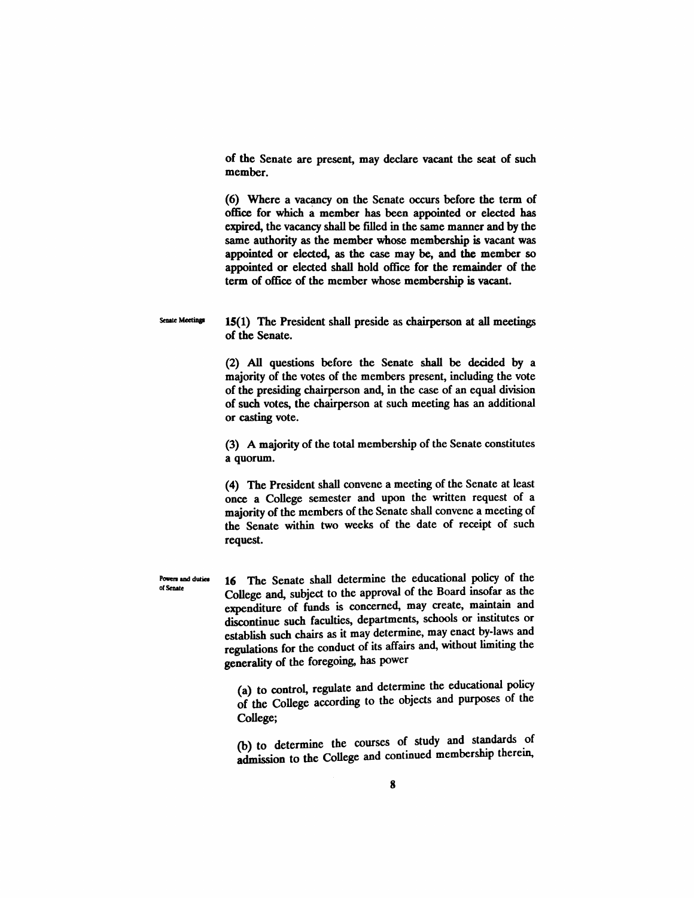of the Senate are present, may declare vacant the seat of such member.

(6) Where a vacancy on the Senate occurs before the term of office for which a member has been appointed or elected has expired, the vacancy shall be filled in the same manner and by the same authority as the member whose membership is vacant was appointed or elected, as the case may be, and the member so appointed or elected shall hold office for the remainder of the term of office of the member whose membership is vacant.

Senate Meetings

**15**(1) The President shall preside as chairperson at all meetings of the Senate.

(2) All questions before the Senate shall be decided by a majority of the votes of the members present, including the vote of the presiding chairperson and, in the case of an equal division of such votes, the chairperson at such meeting has an additional or casting vote.

(3) A majority of the total membership of the Senate constitutes a quorum.

(4) The President shall convene a meeting of the Senate at least once a College semester and upon the written request of a majority of the members of the Senate shall convene a meeting of the Senate within two weeks of the date of receipt of such request.

Powers and duties of Senate

**16** The Senate shall determine the educational policy of the College and, subject to the approval of the Board insofar as the expenditure of funds is concerned, may create, maintain and discontinue such faculties, departments, schools or institutes or establish such chairs as it may determine, may enact by-laws and regulations for the conduct of its affairs and, without limiting the generality of the foregoing, has power

(a) to control, regulate and determine the educational policy of the College according to the objects and purposes of the College;

(b) to determine the courses of study and standards of admission to the College and continued membership therein,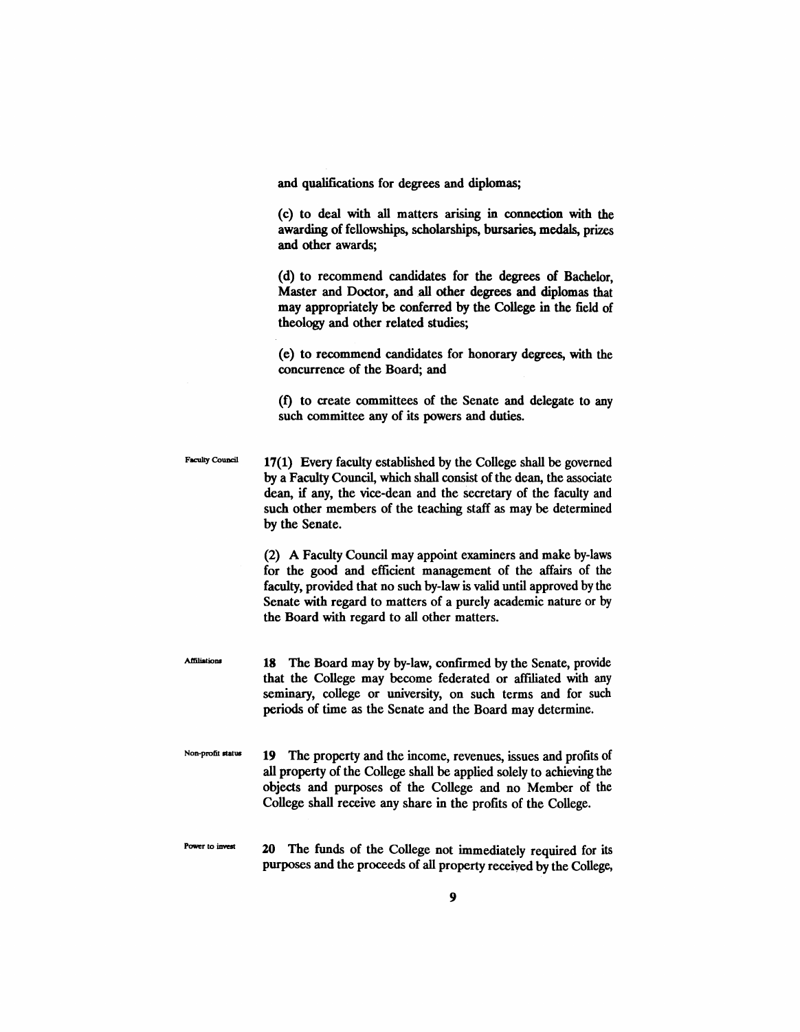and qualifications for degrees and diplomas;

(c) to deal with all matters arising in connection with the awarding of fellowships, scholarships, bursaries, medals, prizes and other awards;

(d) to recommend candidates for the degrees of Bachelor, Master and Doctor, and all other degrees and diplomas that may appropriately be conferred by the College in the field of theology and other related studies;

(e) to recommend candidates for honorary degrees, with the concurrence of the Board; and

(f) to create committees of the Senate and delegate to any such committee any of its powers and duties.

Faculty Council

**17(1)** Every faculty established by the College shall be governed by a Faculty Council, which shall consist of the dean, the associate dean, if any, the vice-dean and the secretary of the faculty and such other members of the teaching staff as may be determined by the Senate.

(2) A Faculty Council may appoint examiners and make by-laws for the good and efficient management of the affairs of the faculty, provided that no such by-law is valid until approved by the Senate with regard to matters of a purely academic nature or by the Board with regard to all other matters.

Affiliations

**18** The Board may by by-law, confirmed by the Senate, provide that the College may become federated or affiliated with any seminary, college or university, on such terms and for such periods of time as the Senate and the Board may determine.

Non-profit status

**19** The property and the income, revenues, issues and profits of all property of the College shall be applied solely to achieving the objects and purposes of the College and no Member of the College shall receive any share in the profits of the College.

Power to invest

**20** The funds of the College not immediately required for its purposes and the proceeds of all property received by the College,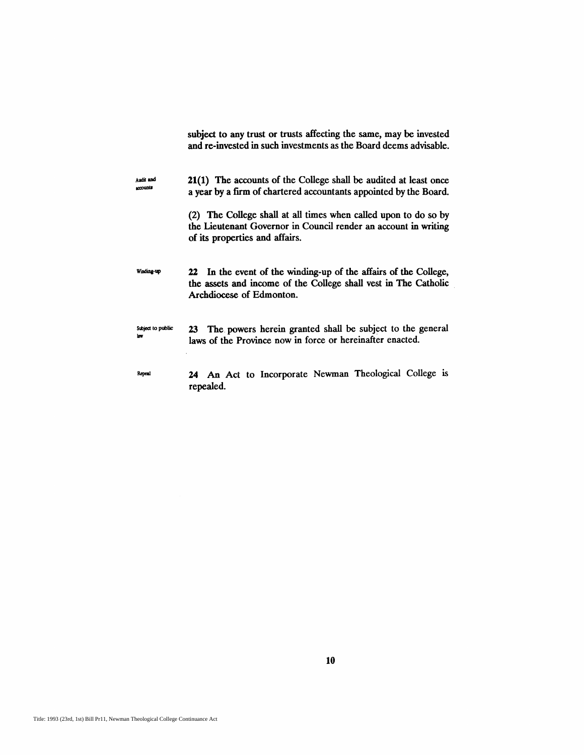subject to any trust or trusts affecting the same, may be invested and re-invested in such investments as the Board deems advisable.

Audit and accounts

**21(1)** The accounts of the College shall be audited at least once a year by a firm of chartered accountants appointed by the Board.

(2) The College shall at all times when called upon to do so by the Lieutenant Governor in Council render an account in writing of its properties and affairs.

Winding-up

**22** In the event of the winding-up of the affairs of the College, the assets and income of the College shall vest in The Catholic Archdiocese of Edmonton.

Subject to public law

**23** The powers herein granted shall be subject to the general laws of the Province now in force or hereinafter enacted.

Repeal

**24** An Act to Incorporate Newman Theological College is repealed.